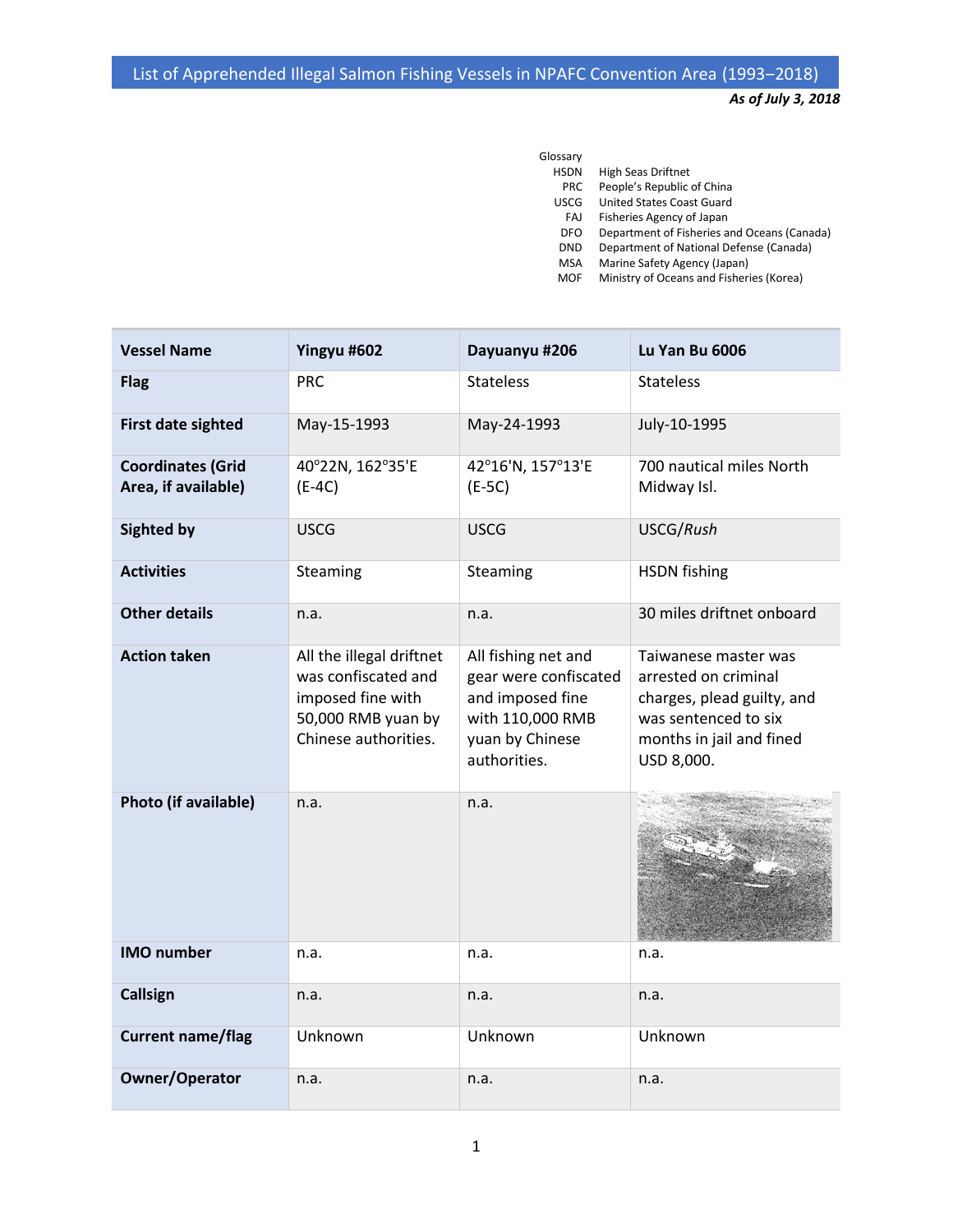# List of Apprehended Illegal Salmon Fishing Vessels in NPAFC Convention Area (1993–2018)

***As of July 3, 2018***

Glossary

| | |
|---|---|
| HSDN | High Seas Driftnet |
| PRC | People's Republic of China |
| USCG | United States Coast Guard |
| FAJ | Fisheries Agency of Japan |
| DFO | Department of Fisheries and Oceans (Canada) |
| DND | Department of National Defense (Canada) |
| MSA | Marine Safety Agency (Japan) |
| MOF | Ministry of Oceans and Fisheries (Korea) |

| **Vessel Name** | **Yingyu #602** | **Dayuanyu #206** | **Lu Yan Bu 6006** |
|---|---|---|---|
| **Flag** | PRC | Stateless | Stateless |
| **First date sighted** | May-15-1993 | May-24-1993 | July-10-1995 |
| **Coordinates (Grid Area, if available)** | 40°22N, 162°35'E (E-4C) | 42°16'N, 157°13'E (E-5C) | 700 nautical miles North Midway Isl. |
| **Sighted by** | USCG | USCG | USCG/*Rush* |
| **Activities** | Steaming | Steaming | HSDN fishing |
| **Other details** | n.a. | n.a. | 30 miles driftnet onboard |
| **Action taken** | All the illegal driftnet was confiscated and imposed fine with 50,000 RMB yuan by Chinese authorities. | All fishing net and gear were confiscated and imposed fine with 110,000 RMB yuan by Chinese authorities. | Taiwanese master was arrested on criminal charges, plead guilty, and was sentenced to six months in jail and fined USD 8,000. |
| **Photo (if available)** | n.a. | n.a. | |
| **IMO number** | n.a. | n.a. | n.a. |
| **Callsign** | n.a. | n.a. | n.a. |
| **Current name/flag** | Unknown | Unknown | Unknown |
| **Owner/Operator** | n.a. | n.a. | n.a. |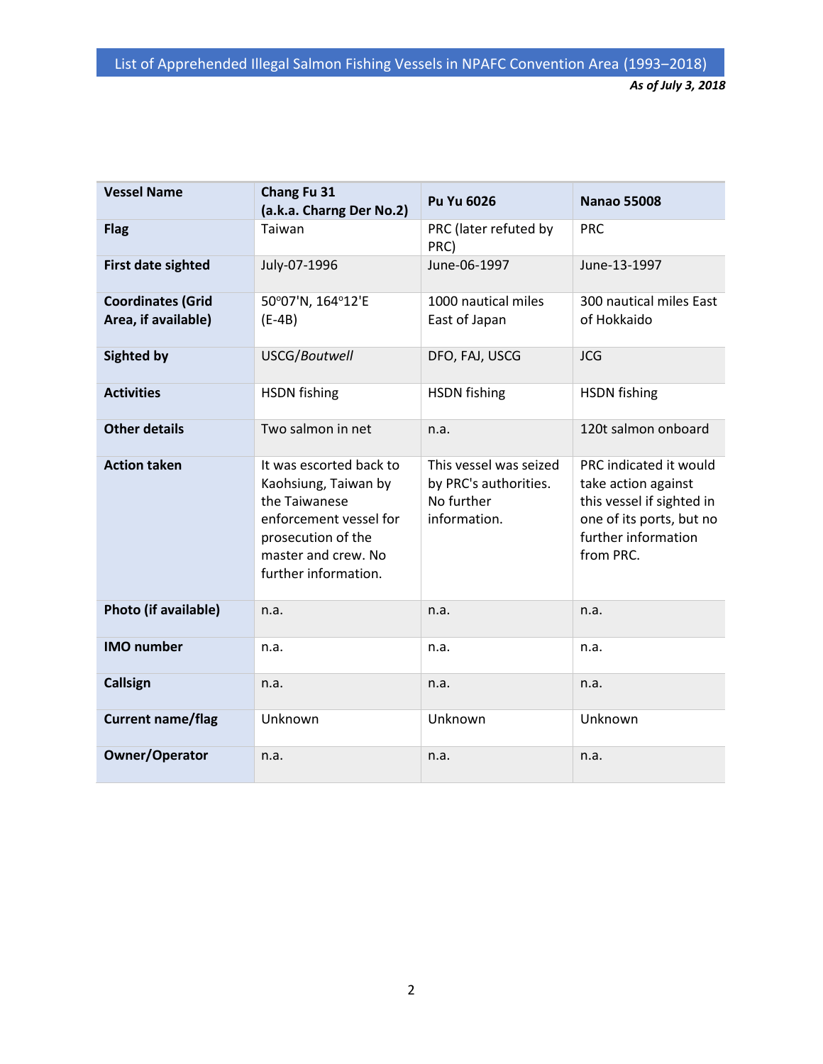| Vessel Name | Chang Fu 31 (a.k.a. Charng Der No.2) | Pu Yu 6026 | Nanao 55008 |
|---|---|---|---|
| Flag | Taiwan | PRC (later refuted by PRC) | PRC |
| First date sighted | July-07-1996 | June-06-1997 | June-13-1997 |
| Coordinates (Grid Area, if available) | 50°07'N, 164°12'E (E-4B) | 1000 nautical miles East of Japan | 300 nautical miles East of Hokkaido |
| Sighted by | USCG/*Boutwell* | DFO, FAJ, USCG | JCG |
| Activities | HSDN fishing | HSDN fishing | HSDN fishing |
| Other details | Two salmon in net | n.a. | 120t salmon onboard |
| Action taken | It was escorted back to Kaohsiung, Taiwan by the Taiwanese enforcement vessel for prosecution of the master and crew. No further information. | This vessel was seized by PRC's authorities. No further information. | PRC indicated it would take action against this vessel if sighted in one of its ports, but no further information from PRC. |
| Photo (if available) | n.a. | n.a. | n.a. |
| IMO number | n.a. | n.a. | n.a. |
| Callsign | n.a. | n.a. | n.a. |
| Current name/flag | Unknown | Unknown | Unknown |
| Owner/Operator | n.a. | n.a. | n.a. |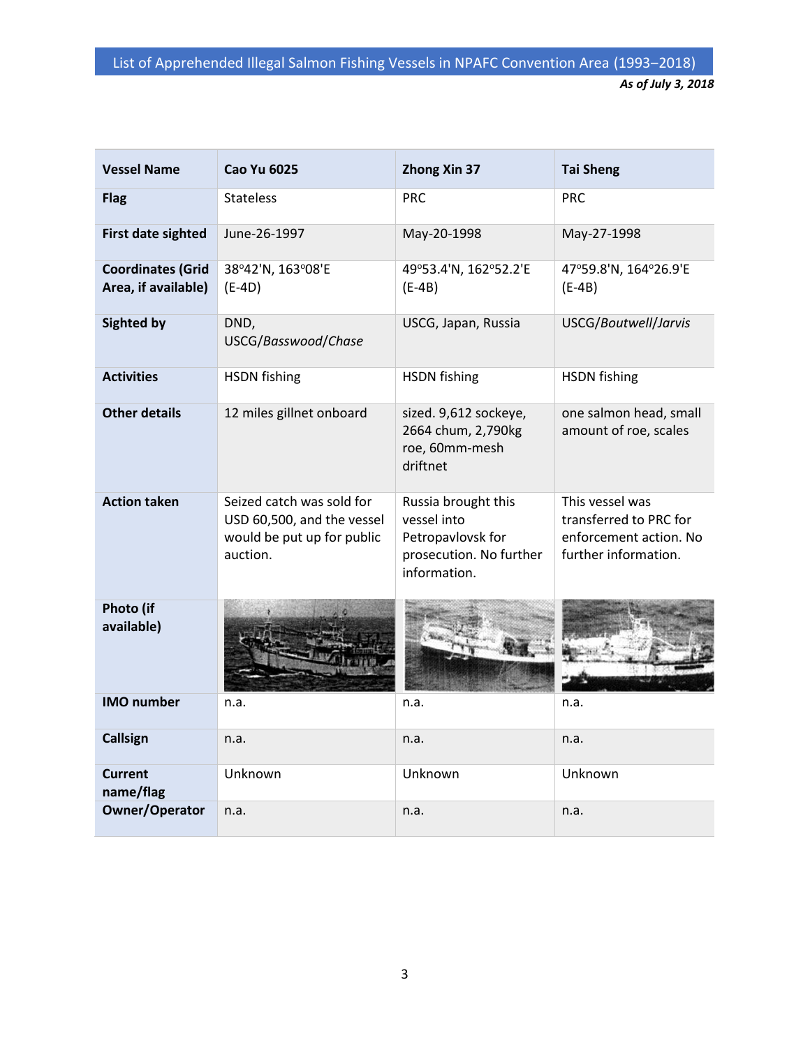List of Apprehended Illegal Salmon Fishing Vessels in NPAFC Convention Area (1993–2018)

***As of July 3, 2018***

| Vessel Name | Cao Yu 6025 | Zhong Xin 37 | Tai Sheng |
|---|---|---|---|
| **Flag** | Stateless | PRC | PRC |
| **First date sighted** | June-26-1997 | May-20-1998 | May-27-1998 |
| **Coordinates (Grid Area, if available)** | 38°42'N, 163°08'E (E-4D) | 49°53.4'N, 162°52.2'E (E-4B) | 47°59.8'N, 164°26.9'E (E-4B) |
| **Sighted by** | DND, USCG/*Basswood*/*Chase* | USCG, Japan, Russia | USCG/*Boutwell*/*Jarvis* |
| **Activities** | HSDN fishing | HSDN fishing | HSDN fishing |
| **Other details** | 12 miles gillnet onboard | sized. 9,612 sockeye, 2664 chum, 2,790kg roe, 60mm-mesh driftnet | one salmon head, small amount of roe, scales |
| **Action taken** | Seized catch was sold for USD 60,500, and the vessel would be put up for public auction. | Russia brought this vessel into Petropavlovsk for prosecution. No further information. | This vessel was transferred to PRC for enforcement action. No further information. |
| **Photo (if available)** | | | |
| **IMO number** | n.a. | n.a. | n.a. |
| **Callsign** | n.a. | n.a. | n.a. |
| **Current name/flag** | Unknown | Unknown | Unknown |
| **Owner/Operator** | n.a. | n.a. | n.a. |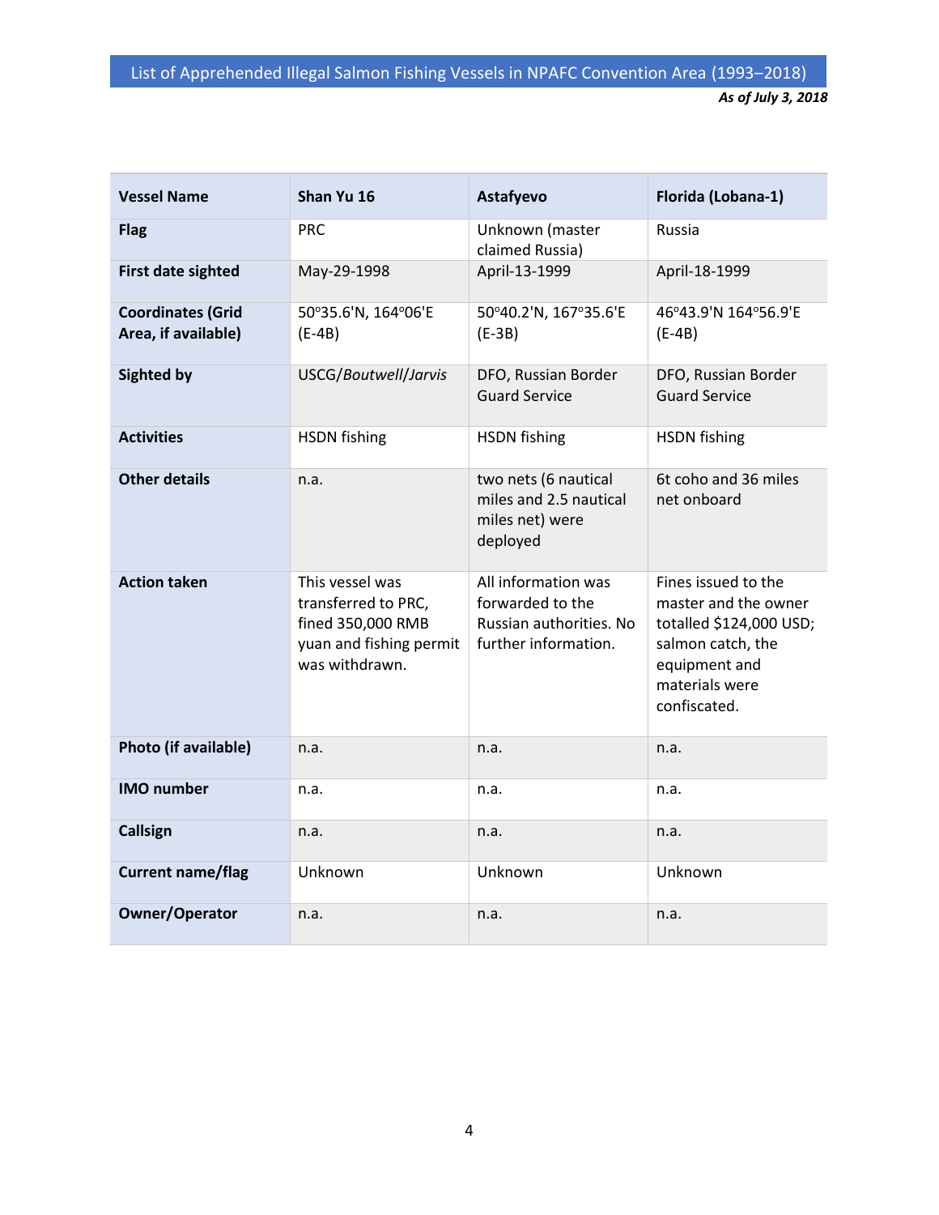| Vessel Name | Shan Yu 16 | Astafyevo | Florida (Lobana-1) |
|---|---|---|---|
| Flag | PRC | Unknown (master claimed Russia) | Russia |
| First date sighted | May-29-1998 | April-13-1999 | April-18-1999 |
| Coordinates (Grid Area, if available) | 50°35.6'N, 164°06'E (E-4B) | 50°40.2'N, 167°35.6'E (E-3B) | 46°43.9'N 164°56.9'E (E-4B) |
| Sighted by | USCG/*Boutwell*/*Jarvis* | DFO, Russian Border Guard Service | DFO, Russian Border Guard Service |
| Activities | HSDN fishing | HSDN fishing | HSDN fishing |
| Other details | n.a. | two nets (6 nautical miles and 2.5 nautical miles net) were deployed | 6t coho and 36 miles net onboard |
| Action taken | This vessel was transferred to PRC, fined 350,000 RMB yuan and fishing permit was withdrawn. | All information was forwarded to the Russian authorities. No further information. | Fines issued to the master and the owner totalled $124,000 USD; salmon catch, the equipment and materials were confiscated. |
| Photo (if available) | n.a. | n.a. | n.a. |
| IMO number | n.a. | n.a. | n.a. |
| Callsign | n.a. | n.a. | n.a. |
| Current name/flag | Unknown | Unknown | Unknown |
| Owner/Operator | n.a. | n.a. | n.a. |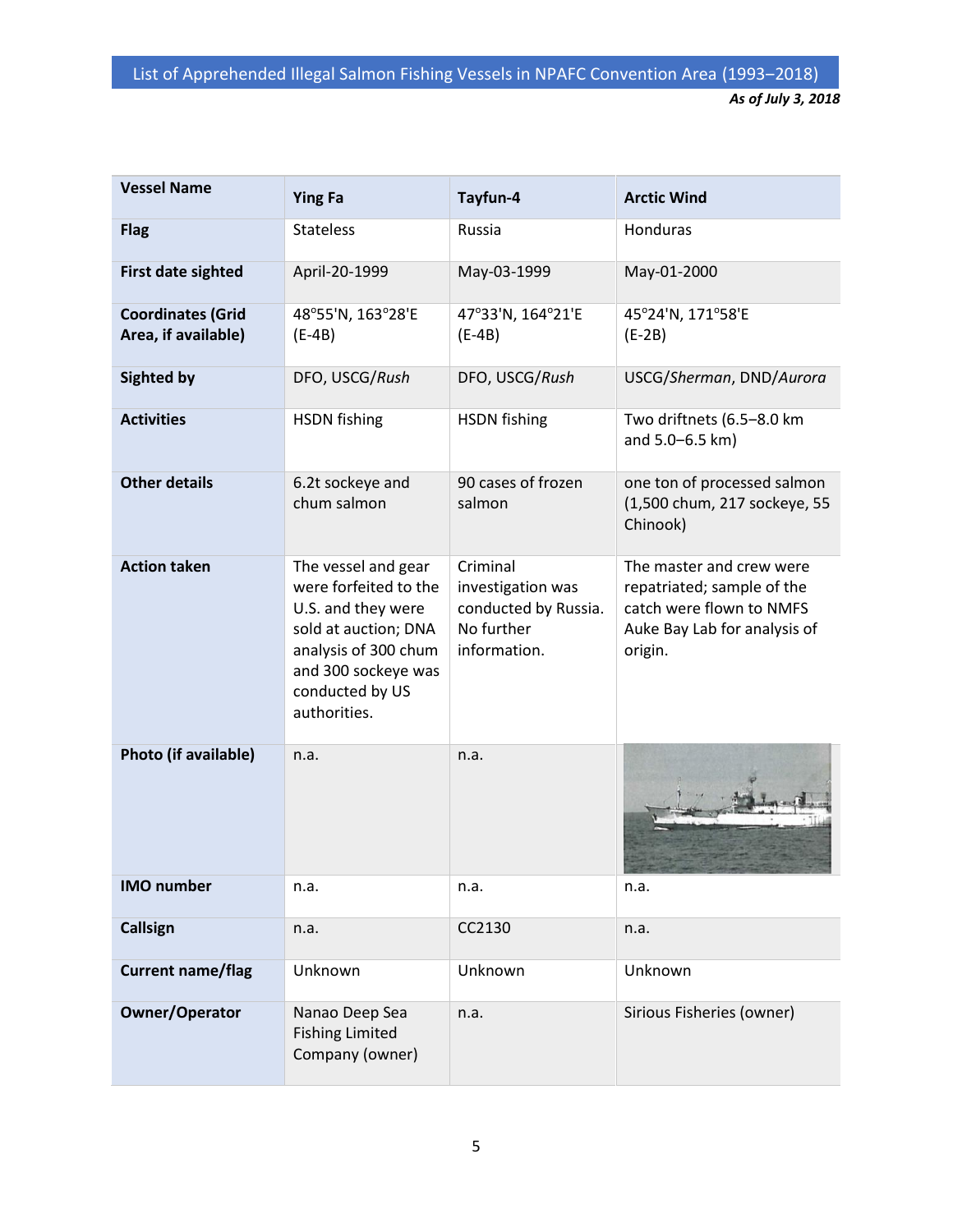| Vessel Name | Ying Fa | Tayfun-4 | Arctic Wind |
|---|---|---|---|
| Flag | Stateless | Russia | Honduras |
| First date sighted | April-20-1999 | May-03-1999 | May-01-2000 |
| Coordinates (Grid Area, if available) | 48°55'N, 163°28'E (E-4B) | 47°33'N, 164°21'E (E-4B) | 45°24'N, 171°58'E (E-2B) |
| Sighted by | DFO, USCG/*Rush* | DFO, USCG/*Rush* | USCG/*Sherman*, DND/*Aurora* |
| Activities | HSDN fishing | HSDN fishing | Two driftnets (6.5–8.0 km and 5.0–6.5 km) |
| Other details | 6.2t sockeye and chum salmon | 90 cases of frozen salmon | one ton of processed salmon (1,500 chum, 217 sockeye, 55 Chinook) |
| Action taken | The vessel and gear were forfeited to the U.S. and they were sold at auction; DNA analysis of 300 chum and 300 sockeye was conducted by US authorities. | Criminal investigation was conducted by Russia. No further information. | The master and crew were repatriated; sample of the catch were flown to NMFS Auke Bay Lab for analysis of origin. |
| Photo (if available) | n.a. | n.a. | |
| IMO number | n.a. | n.a. | n.a. |
| Callsign | n.a. | CC2130 | n.a. |
| Current name/flag | Unknown | Unknown | Unknown |
| Owner/Operator | Nanao Deep Sea Fishing Limited Company (owner) | n.a. | Sirious Fisheries (owner) |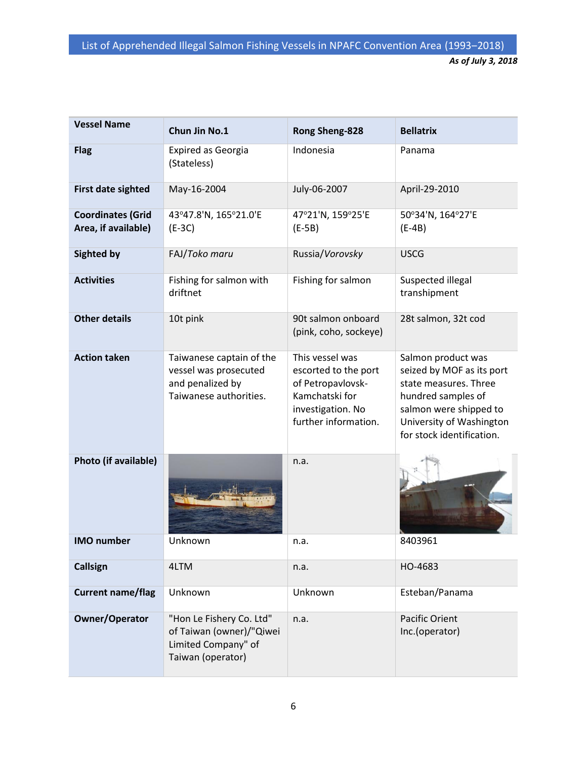List of Apprehended Illegal Salmon Fishing Vessels in NPAFC Convention Area (1993–2018)

*As of July 3, 2018*

| Vessel Name | Chun Jin No.1 | Rong Sheng-828 | Bellatrix |
|---|---|---|---|
| Flag | Expired as Georgia (Stateless) | Indonesia | Panama |
| First date sighted | May-16-2004 | July-06-2007 | April-29-2010 |
| Coordinates (Grid Area, if available) | 43°47.8'N, 165°21.0'E (E-3C) | 47°21'N, 159°25'E (E-5B) | 50°34'N, 164°27'E (E-4B) |
| Sighted by | FAJ/*Toko maru* | Russia/*Vorovsky* | USCG |
| Activities | Fishing for salmon with driftnet | Fishing for salmon | Suspected illegal transhipment |
| Other details | 10t pink | 90t salmon onboard (pink, coho, sockeye) | 28t salmon, 32t cod |
| Action taken | Taiwanese captain of the vessel was prosecuted and penalized by Taiwanese authorities. | This vessel was escorted to the port of Petropavlovsk-Kamchatski for investigation. No further information. | Salmon product was seized by MOF as its port state measures. Three hundred samples of salmon were shipped to University of Washington for stock identification. |
| Photo (if available) | | n.a. | |
| IMO number | Unknown | n.a. | 8403961 |
| Callsign | 4LTM | n.a. | HO-4683 |
| Current name/flag | Unknown | Unknown | Esteban/Panama |
| Owner/Operator | "Hon Le Fishery Co. Ltd" of Taiwan (owner)/"Qiwei Limited Company" of Taiwan (operator) | n.a. | Pacific Orient Inc.(operator) |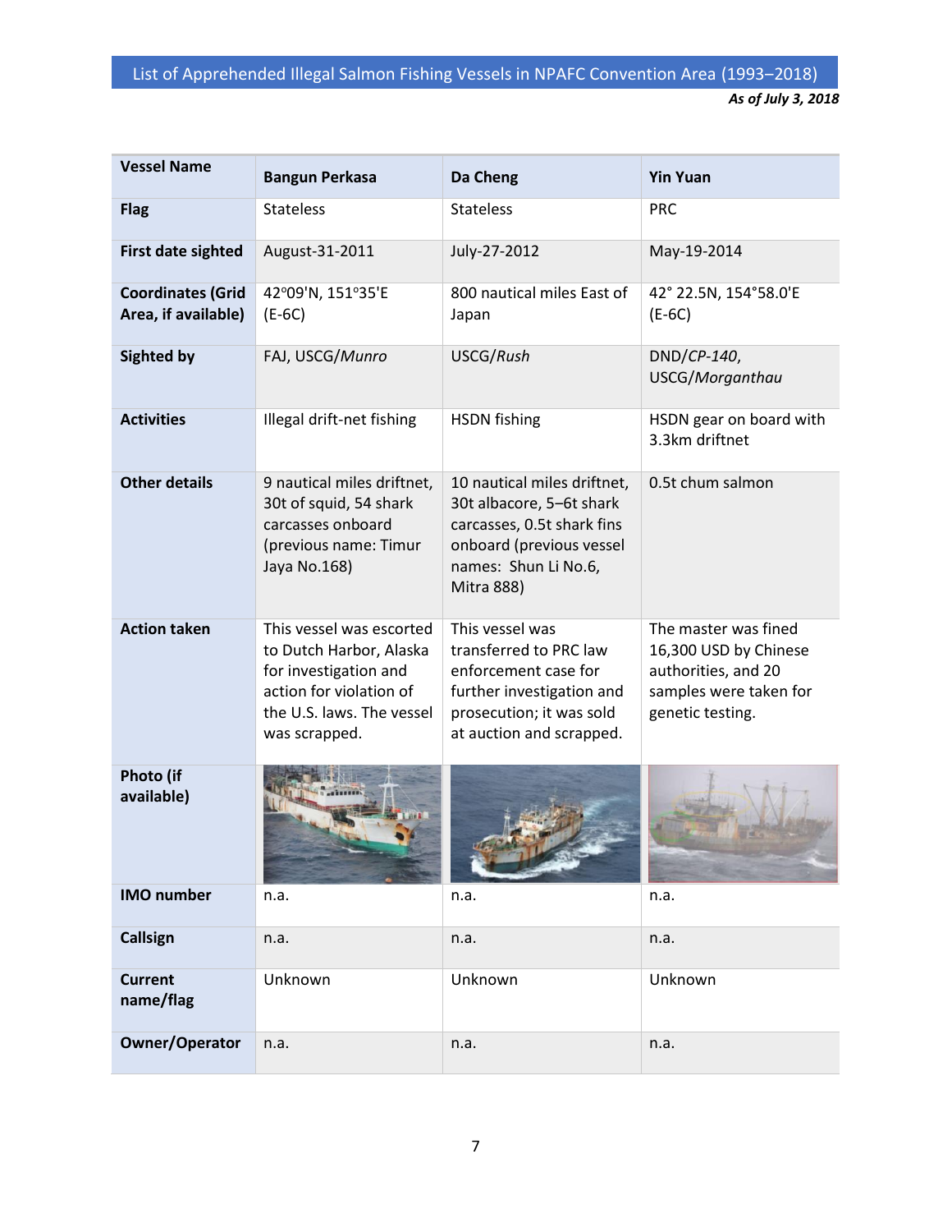List of Apprehended Illegal Salmon Fishing Vessels in NPAFC Convention Area (1993–2018)

*As of July 3, 2018*

| Vessel Name | Bangun Perkasa | Da Cheng | Yin Yuan |
|---|---|---|---|
| Flag | Stateless | Stateless | PRC |
| First date sighted | August-31-2011 | July-27-2012 | May-19-2014 |
| Coordinates (Grid Area, if available) | 42°09'N, 151°35'E (E-6C) | 800 nautical miles East of Japan | 42° 22.5N, 154°58.0'E (E-6C) |
| Sighted by | FAJ, USCG/*Munro* | USCG/*Rush* | DND/*CP-140*, USCG/*Morganthau* |
| Activities | Illegal drift-net fishing | HSDN fishing | HSDN gear on board with 3.3km driftnet |
| Other details | 9 nautical miles driftnet, 30t of squid, 54 shark carcasses onboard (previous name: Timur Jaya No.168) | 10 nautical miles driftnet, 30t albacore, 5–6t shark carcasses, 0.5t shark fins onboard (previous vessel names: Shun Li No.6, Mitra 888) | 0.5t chum salmon |
| Action taken | This vessel was escorted to Dutch Harbor, Alaska for investigation and action for violation of the U.S. laws. The vessel was scrapped. | This vessel was transferred to PRC law enforcement case for further investigation and prosecution; it was sold at auction and scrapped. | The master was fined 16,300 USD by Chinese authorities, and 20 samples were taken for genetic testing. |
| Photo (if available) | | | |
| IMO number | n.a. | n.a. | n.a. |
| Callsign | n.a. | n.a. | n.a. |
| Current name/flag | Unknown | Unknown | Unknown |
| Owner/Operator | n.a. | n.a. | n.a. |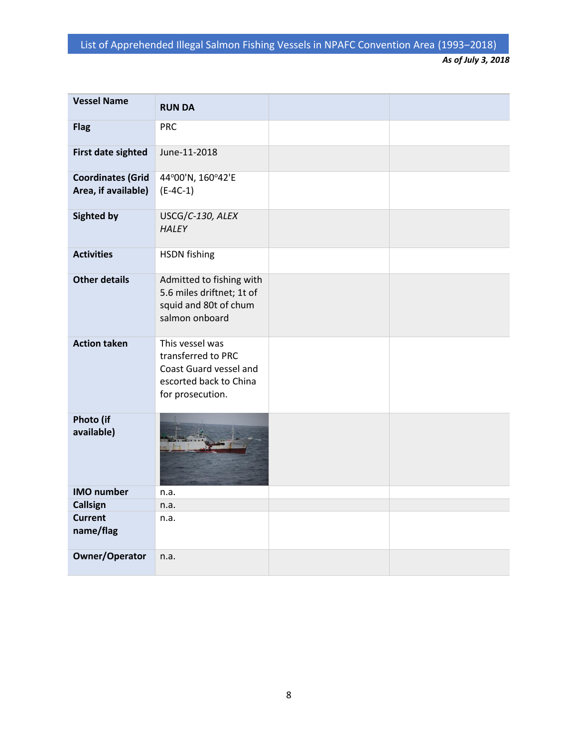List of Apprehended Illegal Salmon Fishing Vessels in NPAFC Convention Area (1993–2018)

***As of July 3, 2018***

| | | | |
|---|---|---|---|
| **Vessel Name** | **RUN DA** | | |
| **Flag** | PRC | | |
| **First date sighted** | June-11-2018 | | |
| **Coordinates (Grid Area, if available)** | 44°00'N, 160°42'E (E-4C-1) | | |
| **Sighted by** | USCG/*C-130, ALEX HALEY* | | |
| **Activities** | HSDN fishing | | |
| **Other details** | Admitted to fishing with 5.6 miles driftnet; 1t of squid and 80t of chum salmon onboard | | |
| **Action taken** | This vessel was transferred to PRC Coast Guard vessel and escorted back to China for prosecution. | | |
| **Photo (if available)** | | | |
| **IMO number** | n.a. | | |
| **Callsign** | n.a. | | |
| **Current name/flag** | n.a. | | |
| **Owner/Operator** | n.a. | | |